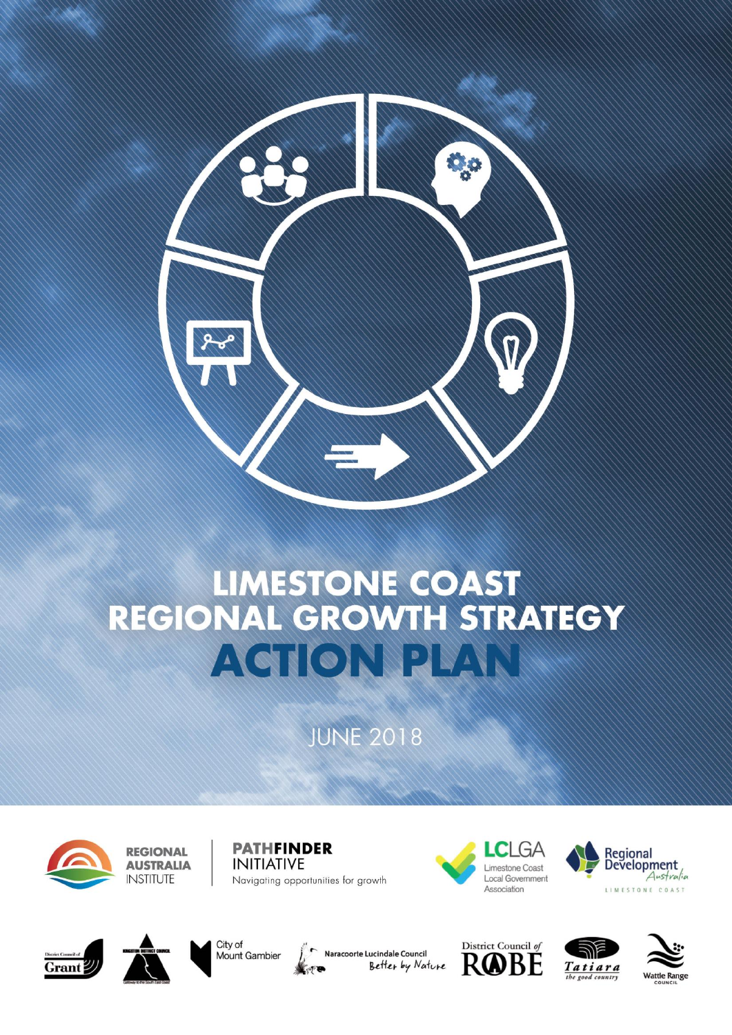# LIMESTONE COAST REGIONAL GROWTH STRATEGY

# ACTION PLAN

JUNE 2018

REGIONAL AUSTRALIA INSTITUTE

PATHFINDER INITIATIVE
Navigating opportunities for growth

LCLGA
Limestone Coast Local Government Association

Regional Development Australia
LIMESTONE COAST

District Council of Grant

Kingston District Council

City of Mount Gambier

Naracoorte Lucindale Council
Better by Nature

District Council of Robe

Tatiara
the good country

Wattle Range Council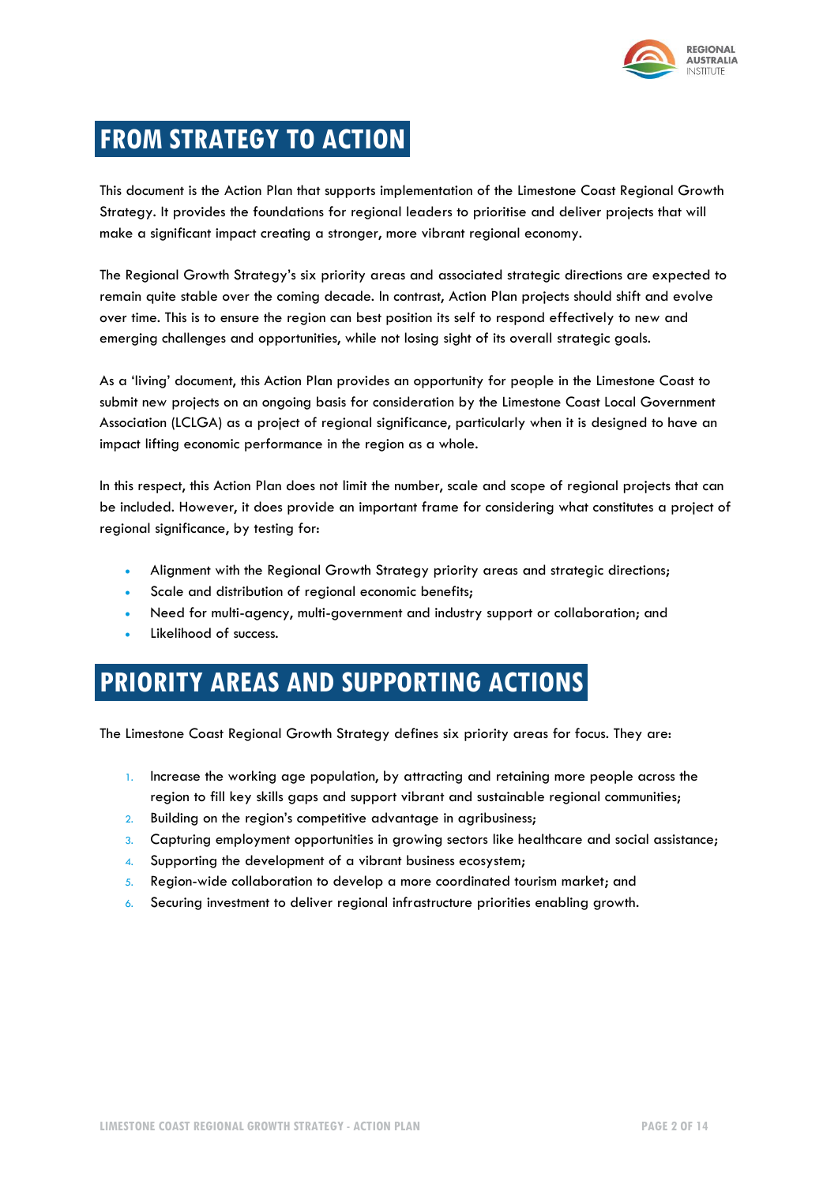# FROM STRATEGY TO ACTION

This document is the Action Plan that supports implementation of the Limestone Coast Regional Growth Strategy. It provides the foundations for regional leaders to prioritise and deliver projects that will make a significant impact creating a stronger, more vibrant regional economy.

The Regional Growth Strategy's six priority areas and associated strategic directions are expected to remain quite stable over the coming decade. In contrast, Action Plan projects should shift and evolve over time. This is to ensure the region can best position its self to respond effectively to new and emerging challenges and opportunities, while not losing sight of its overall strategic goals.

As a 'living' document, this Action Plan provides an opportunity for people in the Limestone Coast to submit new projects on an ongoing basis for consideration by the Limestone Coast Local Government Association (LCLGA) as a project of regional significance, particularly when it is designed to have an impact lifting economic performance in the region as a whole.

In this respect, this Action Plan does not limit the number, scale and scope of regional projects that can be included. However, it does provide an important frame for considering what constitutes a project of regional significance, by testing for:

- Alignment with the Regional Growth Strategy priority areas and strategic directions;
- Scale and distribution of regional economic benefits;
- Need for multi-agency, multi-government and industry support or collaboration; and
- Likelihood of success.

# PRIORITY AREAS AND SUPPORTING ACTIONS

The Limestone Coast Regional Growth Strategy defines six priority areas for focus. They are:

1. Increase the working age population, by attracting and retaining more people across the region to fill key skills gaps and support vibrant and sustainable regional communities;
2. Building on the region's competitive advantage in agribusiness;
3. Capturing employment opportunities in growing sectors like healthcare and social assistance;
4. Supporting the development of a vibrant business ecosystem;
5. Region-wide collaboration to develop a more coordinated tourism market; and
6. Securing investment to deliver regional infrastructure priorities enabling growth.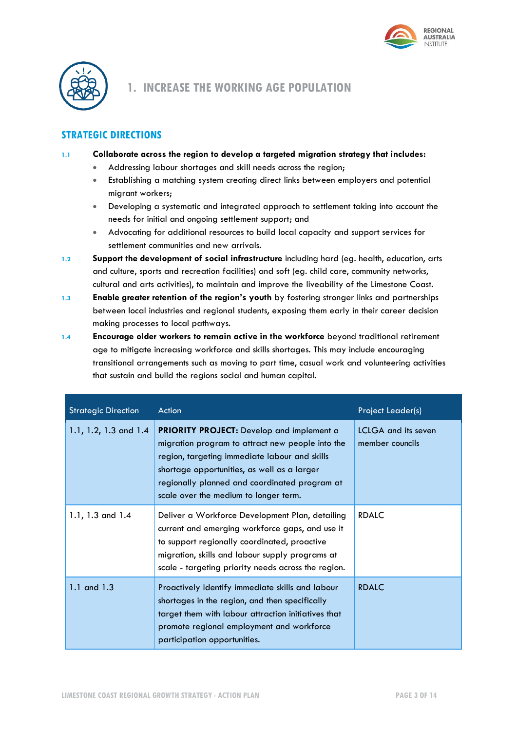# 1. INCREASE THE WORKING AGE POPULATION

## STRATEGIC DIRECTIONS

1.1 **Collaborate across the region to develop a targeted migration strategy that includes:**

- Addressing labour shortages and skill needs across the region;
- Establishing a matching system creating direct links between employers and potential migrant workers;
- Developing a systematic and integrated approach to settlement taking into account the needs for initial and ongoing settlement support; and
- Advocating for additional resources to build local capacity and support services for settlement communities and new arrivals.

1.2 **Support the development of social infrastructure** including hard (eg. health, education, arts and culture, sports and recreation facilities) and soft (eg. child care, community networks, cultural and arts activities), to maintain and improve the liveability of the Limestone Coast.

1.3 **Enable greater retention of the region's youth** by fostering stronger links and partnerships between local industries and regional students, exposing them early in their career decision making processes to local pathways.

1.4 **Encourage older workers to remain active in the workforce** beyond traditional retirement age to mitigate increasing workforce and skills shortages. This may include encouraging transitional arrangements such as moving to part time, casual work and volunteering activities that sustain and build the regions social and human capital.

| Strategic Direction | Action | Project Leader(s) |
|---|---|---|
| 1.1, 1.2, 1.3 and 1.4 | **PRIORITY PROJECT:** Develop and implement a migration program to attract new people into the region, targeting immediate labour and skills shortage opportunities, as well as a larger regionally planned and coordinated program at scale over the medium to longer term. | LCLGA and its seven member councils |
| 1.1, 1.3 and 1.4 | Deliver a Workforce Development Plan, detailing current and emerging workforce gaps, and use it to support regionally coordinated, proactive migration, skills and labour supply programs at scale - targeting priority needs across the region. | RDALC |
| 1.1 and 1.3 | Proactively identify immediate skills and labour shortages in the region, and then specifically target them with labour attraction initiatives that promote regional employment and workforce participation opportunities. | RDALC |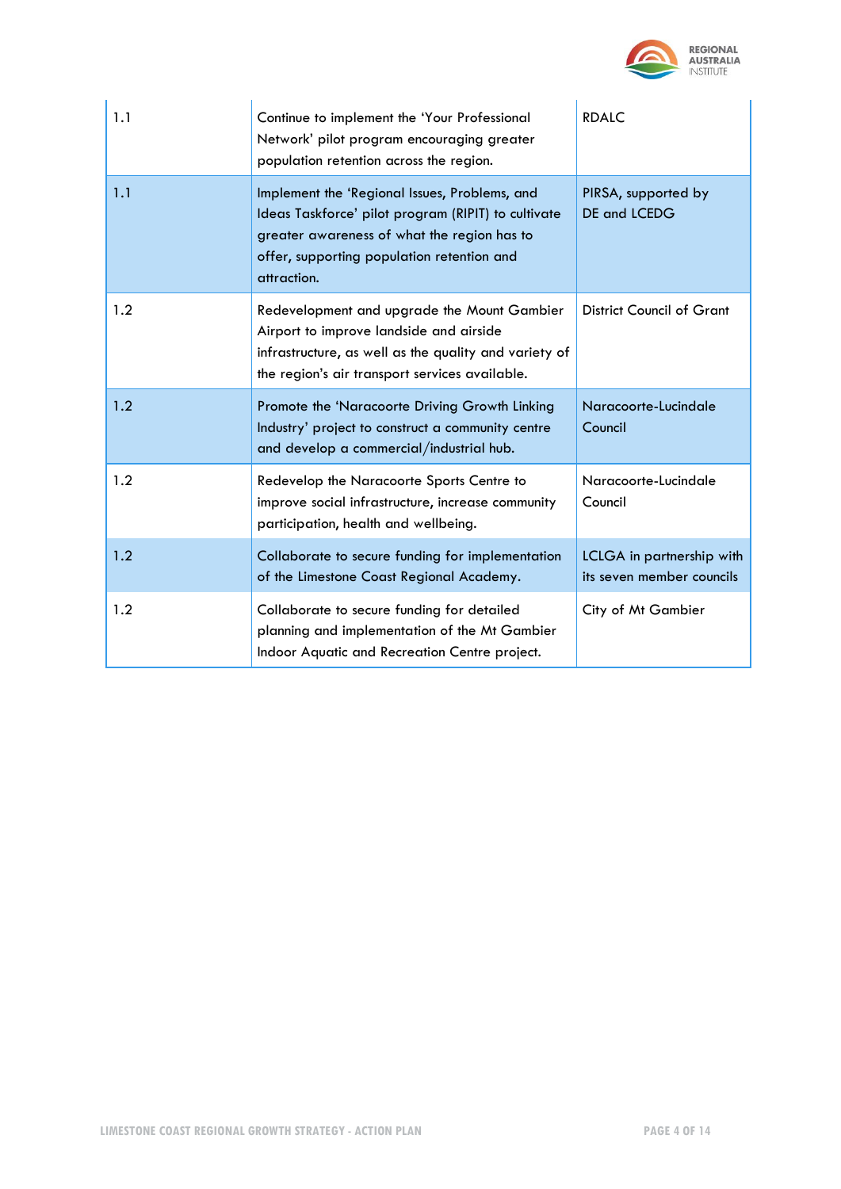| | | |
|---|---|---|
| 1.1 | Continue to implement the 'Your Professional Network' pilot program encouraging greater population retention across the region. | RDALC |
| 1.1 | Implement the 'Regional Issues, Problems, and Ideas Taskforce' pilot program (RIPIT) to cultivate greater awareness of what the region has to offer, supporting population retention and attraction. | PIRSA, supported by DE and LCEDG |
| 1.2 | Redevelopment and upgrade the Mount Gambier Airport to improve landside and airside infrastructure, as well as the quality and variety of the region's air transport services available. | District Council of Grant |
| 1.2 | Promote the 'Naracoorte Driving Growth Linking Industry' project to construct a community centre and develop a commercial/industrial hub. | Naracoorte-Lucindale Council |
| 1.2 | Redevelop the Naracoorte Sports Centre to improve social infrastructure, increase community participation, health and wellbeing. | Naracoorte-Lucindale Council |
| 1.2 | Collaborate to secure funding for implementation of the Limestone Coast Regional Academy. | LCLGA in partnership with its seven member councils |
| 1.2 | Collaborate to secure funding for detailed planning and implementation of the Mt Gambier Indoor Aquatic and Recreation Centre project. | City of Mt Gambier |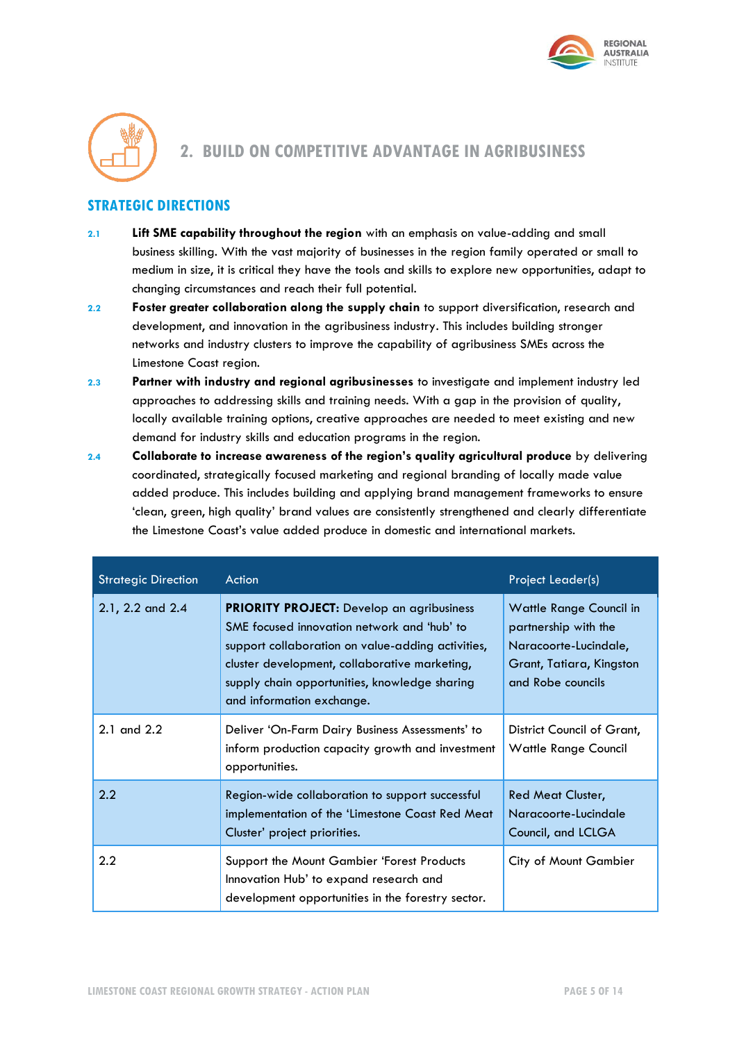## 2. BUILD ON COMPETITIVE ADVANTAGE IN AGRIBUSINESS

### STRATEGIC DIRECTIONS

2.1 **Lift SME capability throughout the region** with an emphasis on value-adding and small business skilling. With the vast majority of businesses in the region family operated or small to medium in size, it is critical they have the tools and skills to explore new opportunities, adapt to changing circumstances and reach their full potential.

2.2 **Foster greater collaboration along the supply chain** to support diversification, research and development, and innovation in the agribusiness industry. This includes building stronger networks and industry clusters to improve the capability of agribusiness SMEs across the Limestone Coast region.

2.3 **Partner with industry and regional agribusinesses** to investigate and implement industry led approaches to addressing skills and training needs. With a gap in the provision of quality, locally available training options, creative approaches are needed to meet existing and new demand for industry skills and education programs in the region.

2.4 **Collaborate to increase awareness of the region's quality agricultural produce** by delivering coordinated, strategically focused marketing and regional branding of locally made value added produce. This includes building and applying brand management frameworks to ensure 'clean, green, high quality' brand values are consistently strengthened and clearly differentiate the Limestone Coast's value added produce in domestic and international markets.

| Strategic Direction | Action | Project Leader(s) |
|---|---|---|
| 2.1, 2.2 and 2.4 | **PRIORITY PROJECT:** Develop an agribusiness SME focused innovation network and 'hub' to support collaboration on value-adding activities, cluster development, collaborative marketing, supply chain opportunities, knowledge sharing and information exchange. | Wattle Range Council in partnership with the Naracoorte-Lucindale, Grant, Tatiara, Kingston and Robe councils |
| 2.1 and 2.2 | Deliver 'On-Farm Dairy Business Assessments' to inform production capacity growth and investment opportunities. | District Council of Grant, Wattle Range Council |
| 2.2 | Region-wide collaboration to support successful implementation of the 'Limestone Coast Red Meat Cluster' project priorities. | Red Meat Cluster, Naracoorte-Lucindale Council, and LCLGA |
| 2.2 | Support the Mount Gambier 'Forest Products Innovation Hub' to expand research and development opportunities in the forestry sector. | City of Mount Gambier |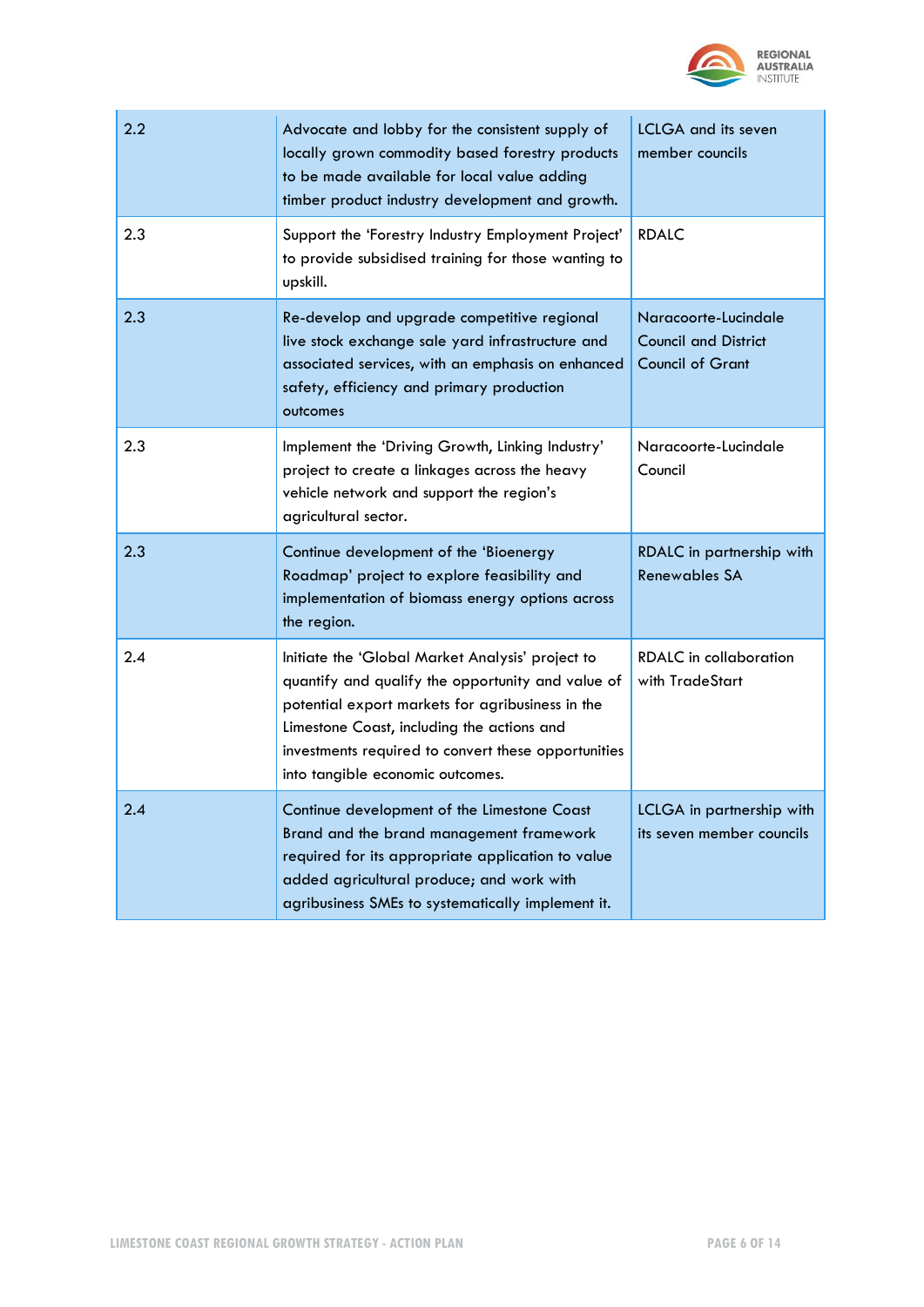| | | |
|---|---|---|
| 2.2 | Advocate and lobby for the consistent supply of locally grown commodity based forestry products to be made available for local value adding timber product industry development and growth. | LCLGA and its seven member councils |
| 2.3 | Support the 'Forestry Industry Employment Project' to provide subsidised training for those wanting to upskill. | RDALC |
| 2.3 | Re-develop and upgrade competitive regional live stock exchange sale yard infrastructure and associated services, with an emphasis on enhanced safety, efficiency and primary production outcomes | Naracoorte-Lucindale Council and District Council of Grant |
| 2.3 | Implement the 'Driving Growth, Linking Industry' project to create a linkages across the heavy vehicle network and support the region's agricultural sector. | Naracoorte-Lucindale Council |
| 2.3 | Continue development of the 'Bioenergy Roadmap' project to explore feasibility and implementation of biomass energy options across the region. | RDALC in partnership with Renewables SA |
| 2.4 | Initiate the 'Global Market Analysis' project to quantify and qualify the opportunity and value of potential export markets for agribusiness in the Limestone Coast, including the actions and investments required to convert these opportunities into tangible economic outcomes. | RDALC in collaboration with TradeStart |
| 2.4 | Continue development of the Limestone Coast Brand and the brand management framework required for its appropriate application to value added agricultural produce; and work with agribusiness SMEs to systematically implement it. | LCLGA in partnership with its seven member councils |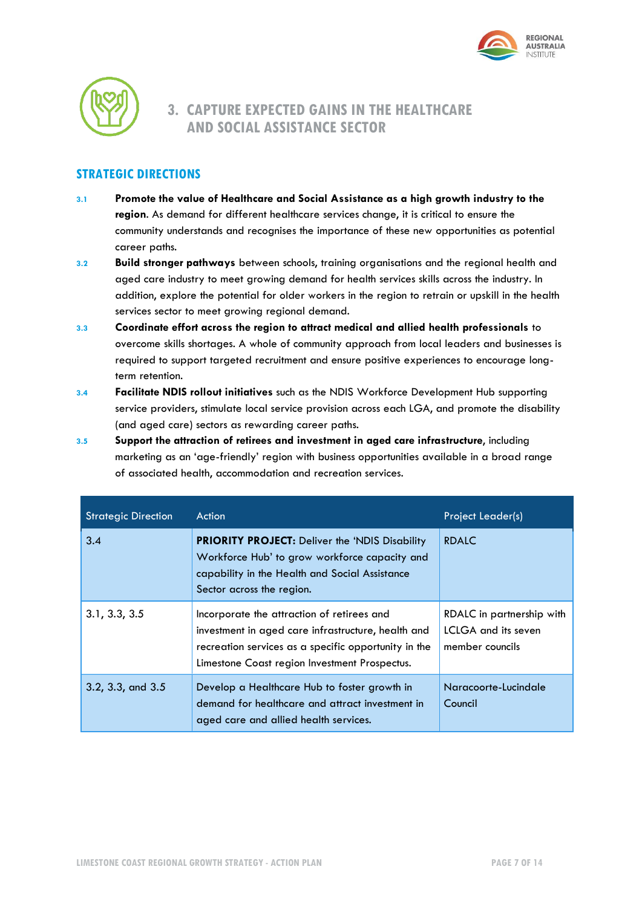# 3. CAPTURE EXPECTED GAINS IN THE HEALTHCARE AND SOCIAL ASSISTANCE SECTOR

## STRATEGIC DIRECTIONS

3.1 **Promote the value of Healthcare and Social Assistance as a high growth industry to the region**. As demand for different healthcare services change, it is critical to ensure the community understands and recognises the importance of these new opportunities as potential career paths.

3.2 **Build stronger pathways** between schools, training organisations and the regional health and aged care industry to meet growing demand for health services skills across the industry. In addition, explore the potential for older workers in the region to retrain or upskill in the health services sector to meet growing regional demand.

3.3 **Coordinate effort across the region to attract medical and allied health professionals** to overcome skills shortages. A whole of community approach from local leaders and businesses is required to support targeted recruitment and ensure positive experiences to encourage long-term retention.

3.4 **Facilitate NDIS rollout initiatives** such as the NDIS Workforce Development Hub supporting service providers, stimulate local service provision across each LGA, and promote the disability (and aged care) sectors as rewarding career paths.

3.5 **Support the attraction of retirees and investment in aged care infrastructure,** including marketing as an 'age-friendly' region with business opportunities available in a broad range of associated health, accommodation and recreation services.

| Strategic Direction | Action | Project Leader(s) |
|---|---|---|
| 3.4 | **PRIORITY PROJECT:** Deliver the 'NDIS Disability Workforce Hub' to grow workforce capacity and capability in the Health and Social Assistance Sector across the region. | RDALC |
| 3.1, 3.3, 3.5 | Incorporate the attraction of retirees and investment in aged care infrastructure, health and recreation services as a specific opportunity in the Limestone Coast region Investment Prospectus. | RDALC in partnership with LCLGA and its seven member councils |
| 3.2, 3.3, and 3.5 | Develop a Healthcare Hub to foster growth in demand for healthcare and attract investment in aged care and allied health services. | Naracoorte-Lucindale Council |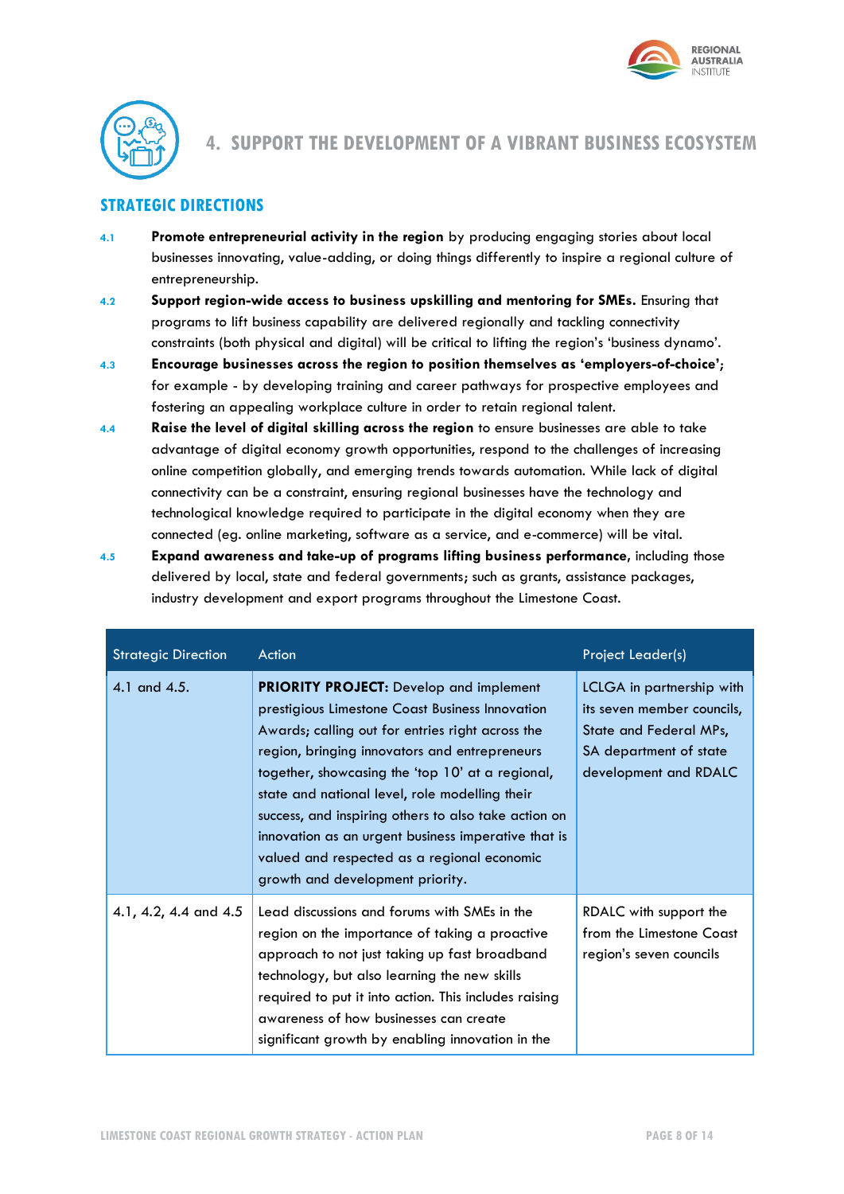# 4. SUPPORT THE DEVELOPMENT OF A VIBRANT BUSINESS ECOSYSTEM

## STRATEGIC DIRECTIONS

4.1 **Promote entrepreneurial activity in the region** by producing engaging stories about local businesses innovating, value-adding, or doing things differently to inspire a regional culture of entrepreneurship.

4.2 **Support region-wide access to business upskilling and mentoring for SMEs.** Ensuring that programs to lift business capability are delivered regionally and tackling connectivity constraints (both physical and digital) will be critical to lifting the region's 'business dynamo'.

4.3 **Encourage businesses across the region to position themselves as 'employers-of-choice'**; for example - by developing training and career pathways for prospective employees and fostering an appealing workplace culture in order to retain regional talent.

4.4 **Raise the level of digital skilling across the region** to ensure businesses are able to take advantage of digital economy growth opportunities, respond to the challenges of increasing online competition globally, and emerging trends towards automation. While lack of digital connectivity can be a constraint, ensuring regional businesses have the technology and technological knowledge required to participate in the digital economy when they are connected (eg. online marketing, software as a service, and e-commerce) will be vital.

4.5 **Expand awareness and take-up of programs lifting business performance**, including those delivered by local, state and federal governments; such as grants, assistance packages, industry development and export programs throughout the Limestone Coast.

| Strategic Direction | Action | Project Leader(s) |
|---|---|---|
| 4.1 and 4.5. | **PRIORITY PROJECT:** Develop and implement prestigious Limestone Coast Business Innovation Awards; calling out for entries right across the region, bringing innovators and entrepreneurs together, showcasing the 'top 10' at a regional, state and national level, role modelling their success, and inspiring others to also take action on innovation as an urgent business imperative that is valued and respected as a regional economic growth and development priority. | LCLGA in partnership with its seven member councils, State and Federal MPs, SA department of state development and RDALC |
| 4.1, 4.2, 4.4 and 4.5 | Lead discussions and forums with SMEs in the region on the importance of taking a proactive approach to not just taking up fast broadband technology, but also learning the new skills required to put it into action. This includes raising awareness of how businesses can create significant growth by enabling innovation in the | RDALC with support the from the Limestone Coast region's seven councils |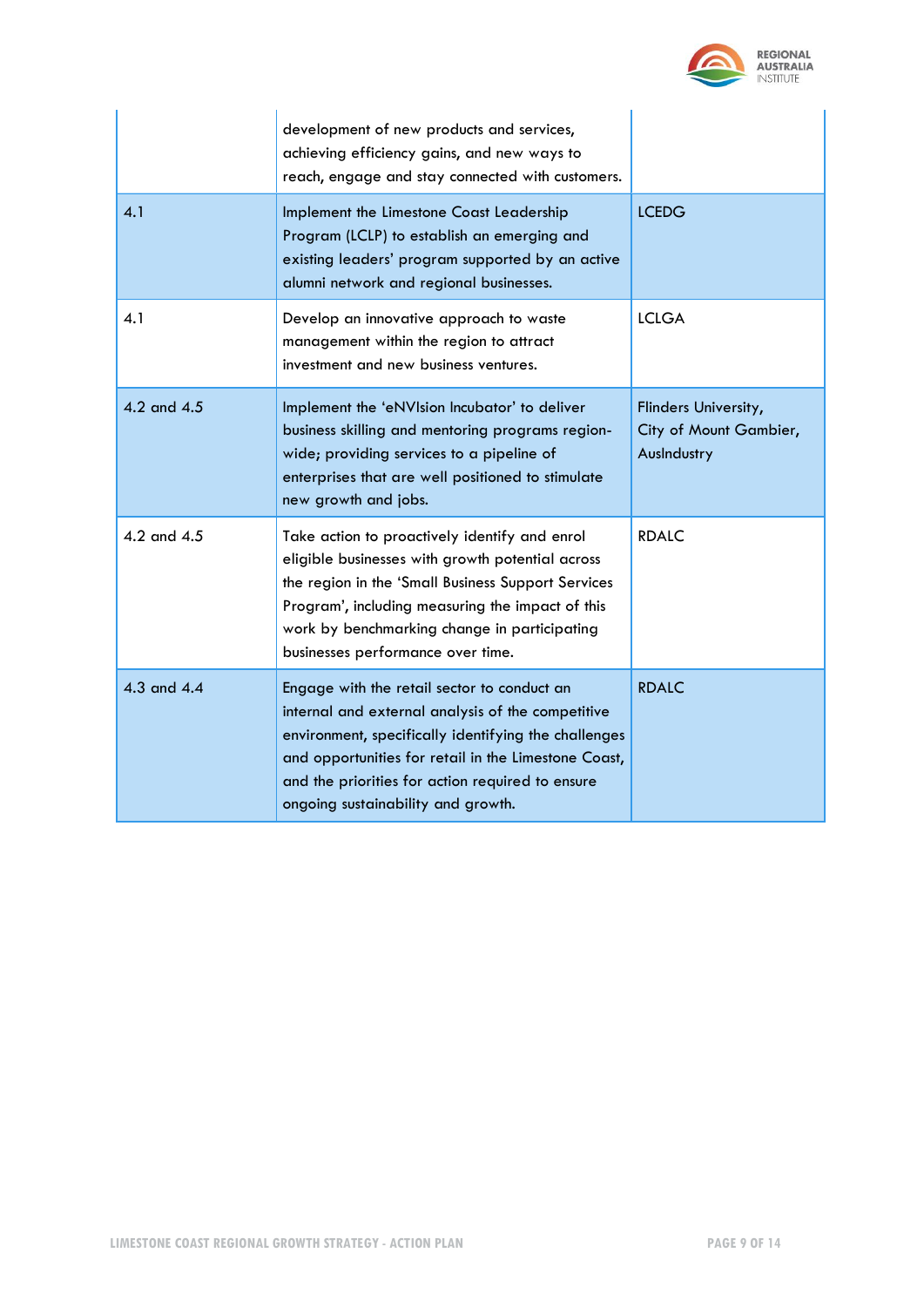| | | |
|---|---|---|
| | development of new products and services, achieving efficiency gains, and new ways to reach, engage and stay connected with customers. | |
| 4.1 | Implement the Limestone Coast Leadership Program (LCLP) to establish an emerging and existing leaders' program supported by an active alumni network and regional businesses. | LCEDG |
| 4.1 | Develop an innovative approach to waste management within the region to attract investment and new business ventures. | LCLGA |
| 4.2 and 4.5 | Implement the 'eNVIsion Incubator' to deliver business skilling and mentoring programs region-wide; providing services to a pipeline of enterprises that are well positioned to stimulate new growth and jobs. | Flinders University, City of Mount Gambier, AusIndustry |
| 4.2 and 4.5 | Take action to proactively identify and enrol eligible businesses with growth potential across the region in the 'Small Business Support Services Program', including measuring the impact of this work by benchmarking change in participating businesses performance over time. | RDALC |
| 4.3 and 4.4 | Engage with the retail sector to conduct an internal and external analysis of the competitive environment, specifically identifying the challenges and opportunities for retail in the Limestone Coast, and the priorities for action required to ensure ongoing sustainability and growth. | RDALC |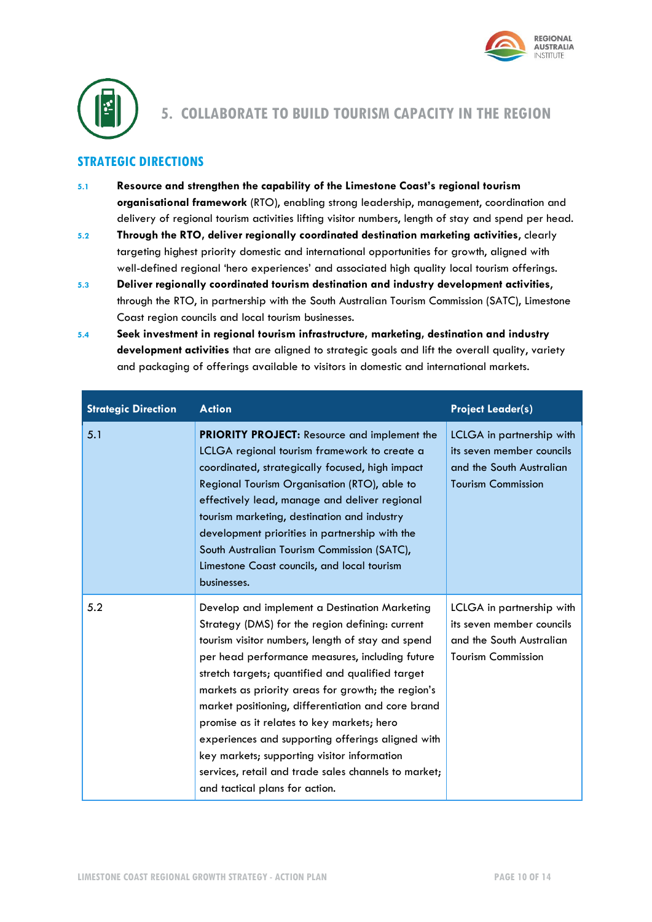# 5. COLLABORATE TO BUILD TOURISM CAPACITY IN THE REGION

## STRATEGIC DIRECTIONS

5.1 **Resource and strengthen the capability of the Limestone Coast's regional tourism organisational framework** (RTO), enabling strong leadership, management, coordination and delivery of regional tourism activities lifting visitor numbers, length of stay and spend per head.

5.2 **Through the RTO, deliver regionally coordinated destination marketing activities**, clearly targeting highest priority domestic and international opportunities for growth, aligned with well-defined regional 'hero experiences' and associated high quality local tourism offerings.

5.3 **Deliver regionally coordinated tourism destination and industry development activities**, through the RTO, in partnership with the South Australian Tourism Commission (SATC), Limestone Coast region councils and local tourism businesses.

5.4 **Seek investment in regional tourism infrastructure, marketing, destination and industry development activities** that are aligned to strategic goals and lift the overall quality, variety and packaging of offerings available to visitors in domestic and international markets.

| Strategic Direction | Action | Project Leader(s) |
|---|---|---|
| 5.1 | **PRIORITY PROJECT:** Resource and implement the LCLGA regional tourism framework to create a coordinated, strategically focused, high impact Regional Tourism Organisation (RTO), able to effectively lead, manage and deliver regional tourism marketing, destination and industry development priorities in partnership with the South Australian Tourism Commission (SATC), Limestone Coast councils, and local tourism businesses. | LCLGA in partnership with its seven member councils and the South Australian Tourism Commission |
| 5.2 | Develop and implement a Destination Marketing Strategy (DMS) for the region defining: current tourism visitor numbers, length of stay and spend per head performance measures, including future stretch targets; quantified and qualified target markets as priority areas for growth; the region's market positioning, differentiation and core brand promise as it relates to key markets; hero experiences and supporting offerings aligned with key markets; supporting visitor information services, retail and trade sales channels to market; and tactical plans for action. | LCLGA in partnership with its seven member councils and the South Australian Tourism Commission |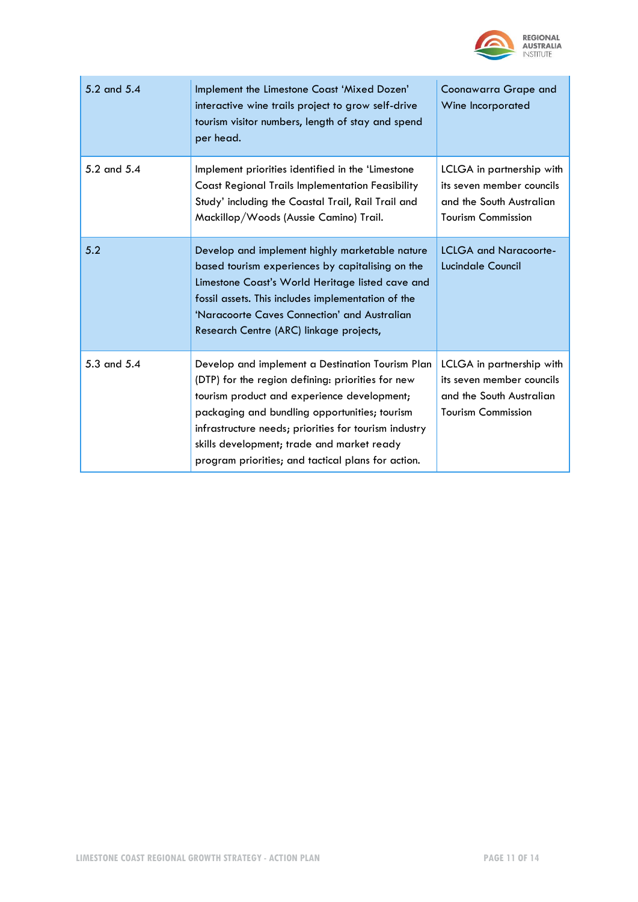| | | |
|---|---|---|
| 5.2 and 5.4 | Implement the Limestone Coast 'Mixed Dozen' interactive wine trails project to grow self-drive tourism visitor numbers, length of stay and spend per head. | Coonawarra Grape and Wine Incorporated |
| 5.2 and 5.4 | Implement priorities identified in the 'Limestone Coast Regional Trails Implementation Feasibility Study' including the Coastal Trail, Rail Trail and Mackillop/Woods (Aussie Camino) Trail. | LCLGA in partnership with its seven member councils and the South Australian Tourism Commission |
| 5.2 | Develop and implement highly marketable nature based tourism experiences by capitalising on the Limestone Coast's World Heritage listed cave and fossil assets. This includes implementation of the 'Naracoorte Caves Connection' and Australian Research Centre (ARC) linkage projects, | LCLGA and Naracoorte-Lucindale Council |
| 5.3 and 5.4 | Develop and implement a Destination Tourism Plan (DTP) for the region defining: priorities for new tourism product and experience development; packaging and bundling opportunities; tourism infrastructure needs; priorities for tourism industry skills development; trade and market ready program priorities; and tactical plans for action. | LCLGA in partnership with its seven member councils and the South Australian Tourism Commission |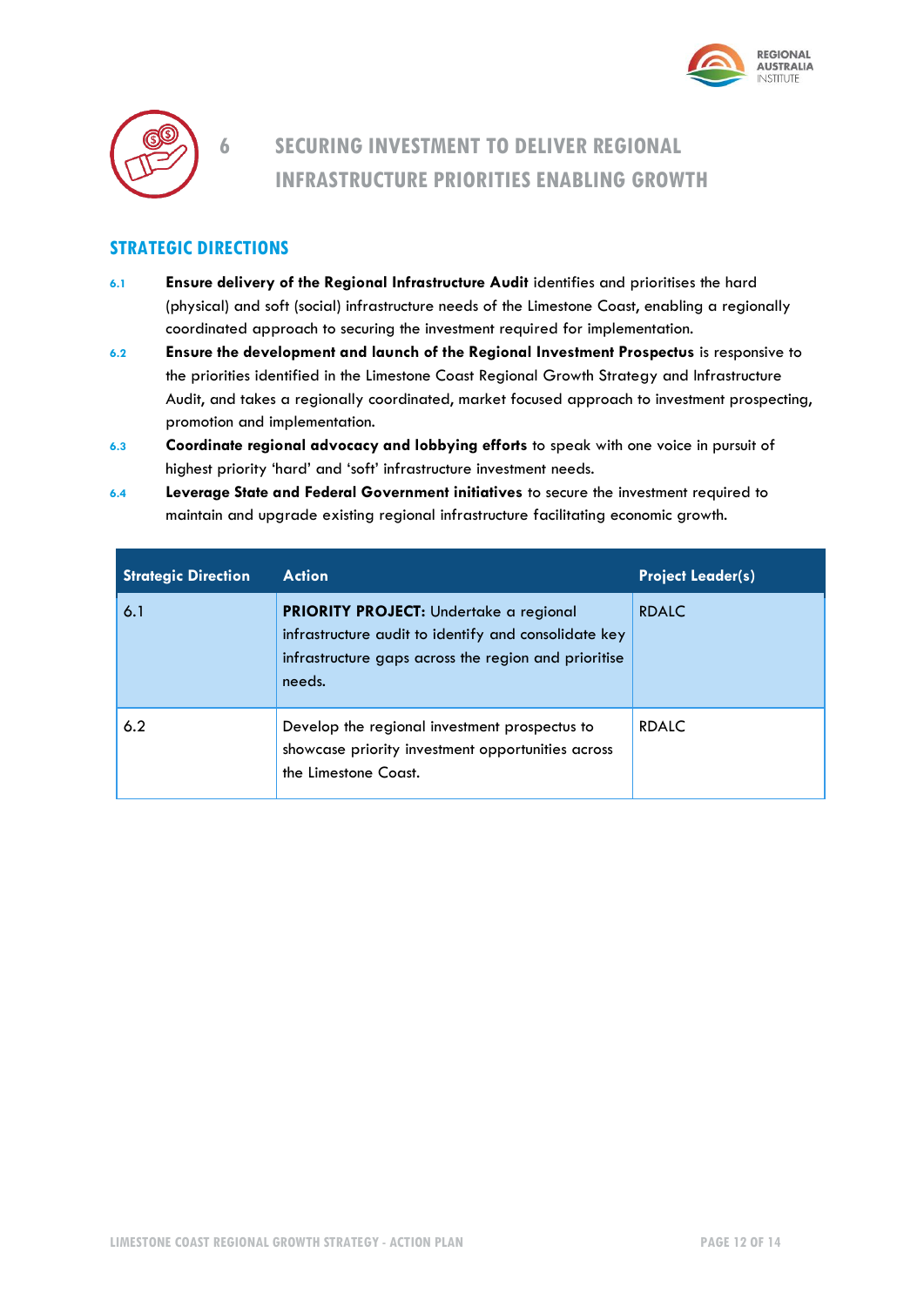# 6 SECURING INVESTMENT TO DELIVER REGIONAL INFRASTRUCTURE PRIORITIES ENABLING GROWTH

## STRATEGIC DIRECTIONS

6.1 **Ensure delivery of the Regional Infrastructure Audit** identifies and prioritises the hard (physical) and soft (social) infrastructure needs of the Limestone Coast, enabling a regionally coordinated approach to securing the investment required for implementation.

6.2 **Ensure the development and launch of the Regional Investment Prospectus** is responsive to the priorities identified in the Limestone Coast Regional Growth Strategy and Infrastructure Audit, and takes a regionally coordinated, market focused approach to investment prospecting, promotion and implementation.

6.3 **Coordinate regional advocacy and lobbying efforts** to speak with one voice in pursuit of highest priority 'hard' and 'soft' infrastructure investment needs.

6.4 **Leverage State and Federal Government initiatives** to secure the investment required to maintain and upgrade existing regional infrastructure facilitating economic growth.

| Strategic Direction | Action | Project Leader(s) |
|---|---|---|
| 6.1 | **PRIORITY PROJECT:** Undertake a regional infrastructure audit to identify and consolidate key infrastructure gaps across the region and prioritise needs. | RDALC |
| 6.2 | Develop the regional investment prospectus to showcase priority investment opportunities across the Limestone Coast. | RDALC |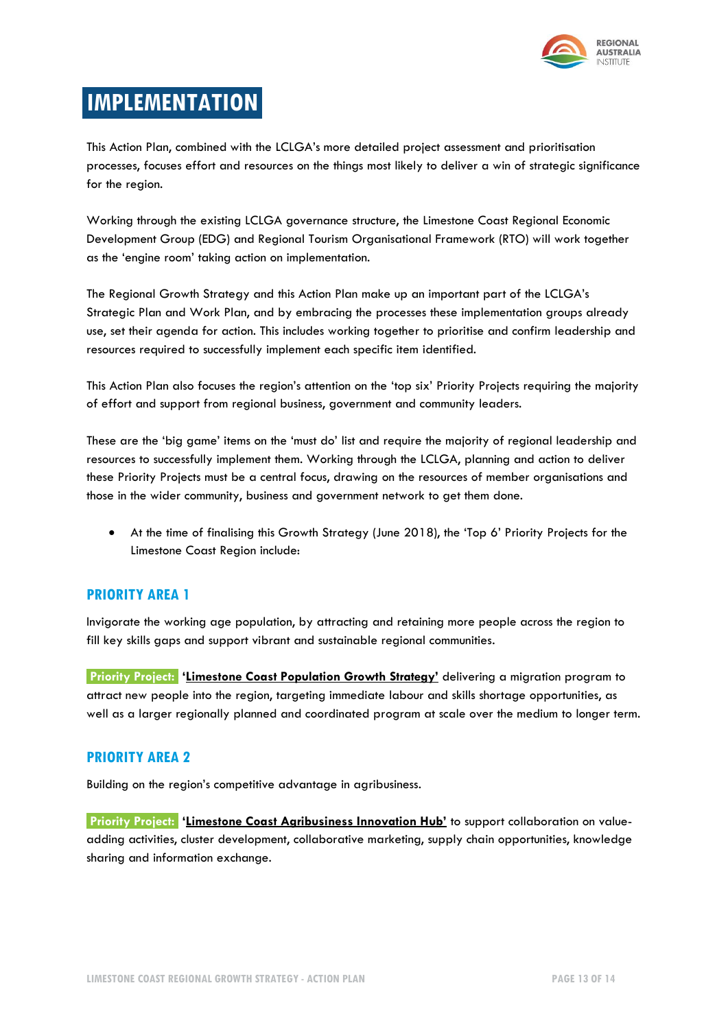# IMPLEMENTATION

This Action Plan, combined with the LCLGA's more detailed project assessment and prioritisation processes, focuses effort and resources on the things most likely to deliver a win of strategic significance for the region.

Working through the existing LCLGA governance structure, the Limestone Coast Regional Economic Development Group (EDG) and Regional Tourism Organisational Framework (RTO) will work together as the 'engine room' taking action on implementation.

The Regional Growth Strategy and this Action Plan make up an important part of the LCLGA's Strategic Plan and Work Plan, and by embracing the processes these implementation groups already use, set their agenda for action. This includes working together to prioritise and confirm leadership and resources required to successfully implement each specific item identified.

This Action Plan also focuses the region's attention on the 'top six' Priority Projects requiring the majority of effort and support from regional business, government and community leaders.

These are the 'big game' items on the 'must do' list and require the majority of regional leadership and resources to successfully implement them. Working through the LCLGA, planning and action to deliver these Priority Projects must be a central focus, drawing on the resources of member organisations and those in the wider community, business and government network to get them done.

- At the time of finalising this Growth Strategy (June 2018), the 'Top 6' Priority Projects for the Limestone Coast Region include:

## PRIORITY AREA 1

Invigorate the working age population, by attracting and retaining more people across the region to fill key skills gaps and support vibrant and sustainable regional communities.

**Priority Project:** **'Limestone Coast Population Growth Strategy'** delivering a migration program to attract new people into the region, targeting immediate labour and skills shortage opportunities, as well as a larger regionally planned and coordinated program at scale over the medium to longer term.

## PRIORITY AREA 2

Building on the region's competitive advantage in agribusiness.

**Priority Project:** **'Limestone Coast Agribusiness Innovation Hub'** to support collaboration on value-adding activities, cluster development, collaborative marketing, supply chain opportunities, knowledge sharing and information exchange.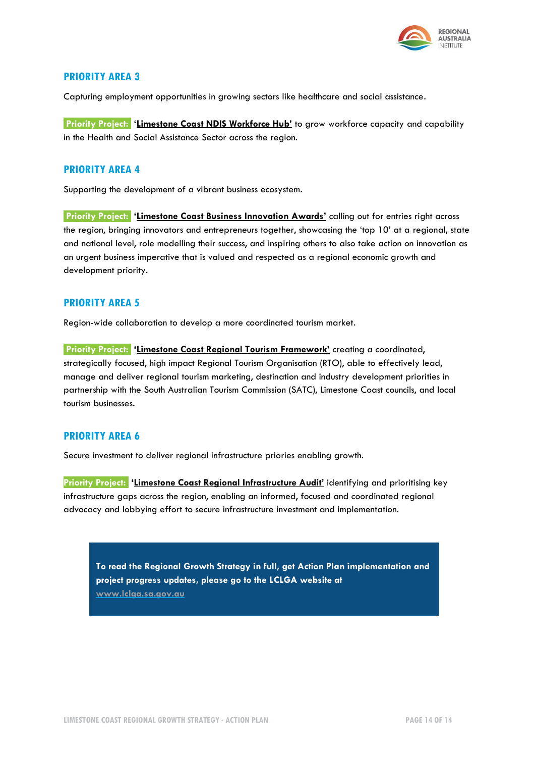## PRIORITY AREA 3

Capturing employment opportunities in growing sectors like healthcare and social assistance.

**Priority Project:** **'Limestone Coast NDIS Workforce Hub'** to grow workforce capacity and capability in the Health and Social Assistance Sector across the region.

## PRIORITY AREA 4

Supporting the development of a vibrant business ecosystem.

**Priority Project:** **'Limestone Coast Business Innovation Awards'** calling out for entries right across the region, bringing innovators and entrepreneurs together, showcasing the 'top 10' at a regional, state and national level, role modelling their success, and inspiring others to also take action on innovation as an urgent business imperative that is valued and respected as a regional economic growth and development priority.

## PRIORITY AREA 5

Region-wide collaboration to develop a more coordinated tourism market.

**Priority Project:** **'Limestone Coast Regional Tourism Framework'** creating a coordinated, strategically focused, high impact Regional Tourism Organisation (RTO), able to effectively lead, manage and deliver regional tourism marketing, destination and industry development priorities in partnership with the South Australian Tourism Commission (SATC), Limestone Coast councils, and local tourism businesses.

## PRIORITY AREA 6

Secure investment to deliver regional infrastructure priories enabling growth.

**Priority Project:** **'Limestone Coast Regional Infrastructure Audit'** identifying and prioritising key infrastructure gaps across the region, enabling an informed, focused and coordinated regional advocacy and lobbying effort to secure infrastructure investment and implementation.

**To read the Regional Growth Strategy in full, get Action Plan implementation and project progress updates, please go to the LCLGA website at www.lclga.sa.gov.au**